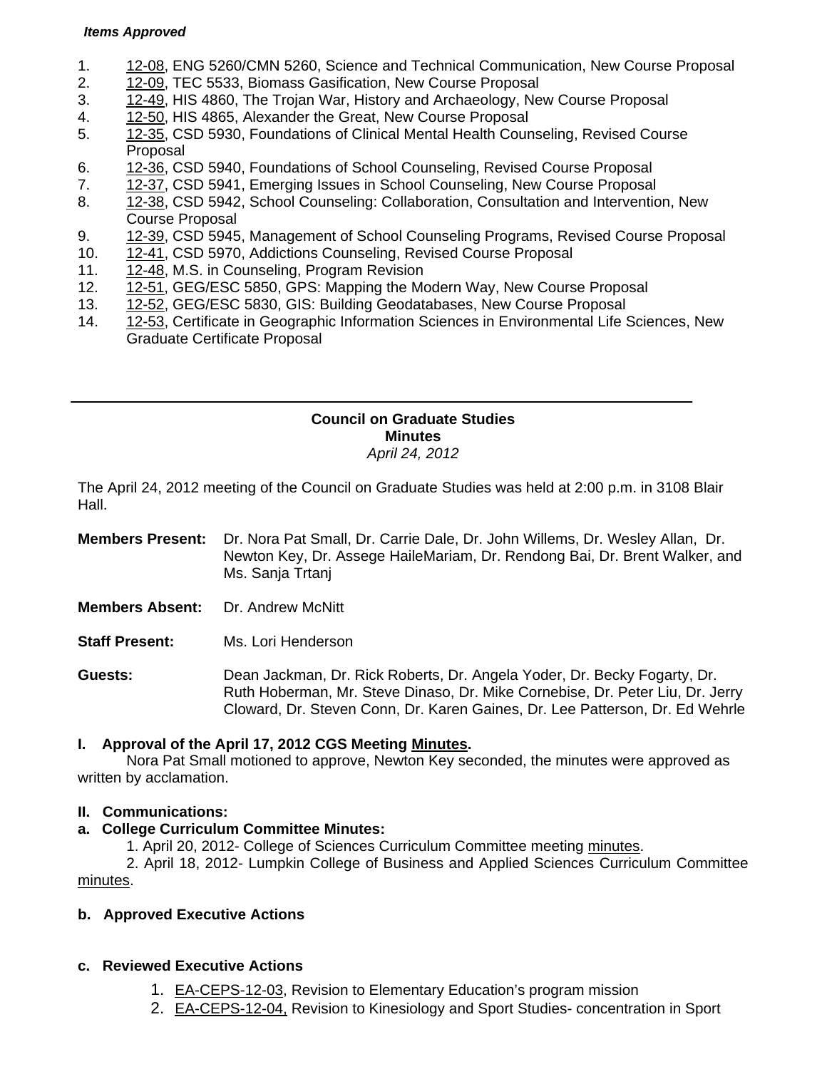*Items Approved*

1. 12-08, ENG 5260/CMN 5260, Science and Technical Communication, New Course Proposal
2. 12-09, TEC 5533, Biomass Gasification, New Course Proposal
3. 12-49, HIS 4860, The Trojan War, History and Archaeology, New Course Proposal
4. 12-50, HIS 4865, Alexander the Great, New Course Proposal
5. 12-35, CSD 5930, Foundations of Clinical Mental Health Counseling, Revised Course Proposal
6. 12-36, CSD 5940, Foundations of School Counseling, Revised Course Proposal
7. 12-37, CSD 5941, Emerging Issues in School Counseling, New Course Proposal
8. 12-38, CSD 5942, School Counseling: Collaboration, Consultation and Intervention, New Course Proposal
9. 12-39, CSD 5945, Management of School Counseling Programs, Revised Course Proposal
10. 12-41, CSD 5970, Addictions Counseling, Revised Course Proposal
11. 12-48, M.S. in Counseling, Program Revision
12. 12-51, GEG/ESC 5850, GPS: Mapping the Modern Way, New Course Proposal
13. 12-52, GEG/ESC 5830, GIS: Building Geodatabases, New Course Proposal
14. 12-53, Certificate in Geographic Information Sciences in Environmental Life Sciences, New Graduate Certificate Proposal

---

**Council on Graduate Studies**
**Minutes**
*April 24, 2012*

The April 24, 2012 meeting of the Council on Graduate Studies was held at 2:00 p.m. in 3108 Blair Hall.

**Members Present:** Dr. Nora Pat Small, Dr. Carrie Dale, Dr. John Willems, Dr. Wesley Allan, Dr. Newton Key, Dr. Assege HaileMariam, Dr. Rendong Bai, Dr. Brent Walker, and Ms. Sanja Trtanj

**Members Absent:** Dr. Andrew McNitt

**Staff Present:** Ms. Lori Henderson

**Guests:** Dean Jackman, Dr. Rick Roberts, Dr. Angela Yoder, Dr. Becky Fogarty, Dr. Ruth Hoberman, Mr. Steve Dinaso, Dr. Mike Cornebise, Dr. Peter Liu, Dr. Jerry Cloward, Dr. Steven Conn, Dr. Karen Gaines, Dr. Lee Patterson, Dr. Ed Wehrle

**I. Approval of the April 17, 2012 CGS Meeting Minutes.**

Nora Pat Small motioned to approve, Newton Key seconded, the minutes were approved as written by acclamation.

**II. Communications:**

**a. College Curriculum Committee Minutes:**

1. April 20, 2012- College of Sciences Curriculum Committee meeting minutes.
2. April 18, 2012- Lumpkin College of Business and Applied Sciences Curriculum Committee minutes.

**b. Approved Executive Actions**

**c. Reviewed Executive Actions**

1. EA-CEPS-12-03, Revision to Elementary Education's program mission
2. EA-CEPS-12-04, Revision to Kinesiology and Sport Studies- concentration in Sport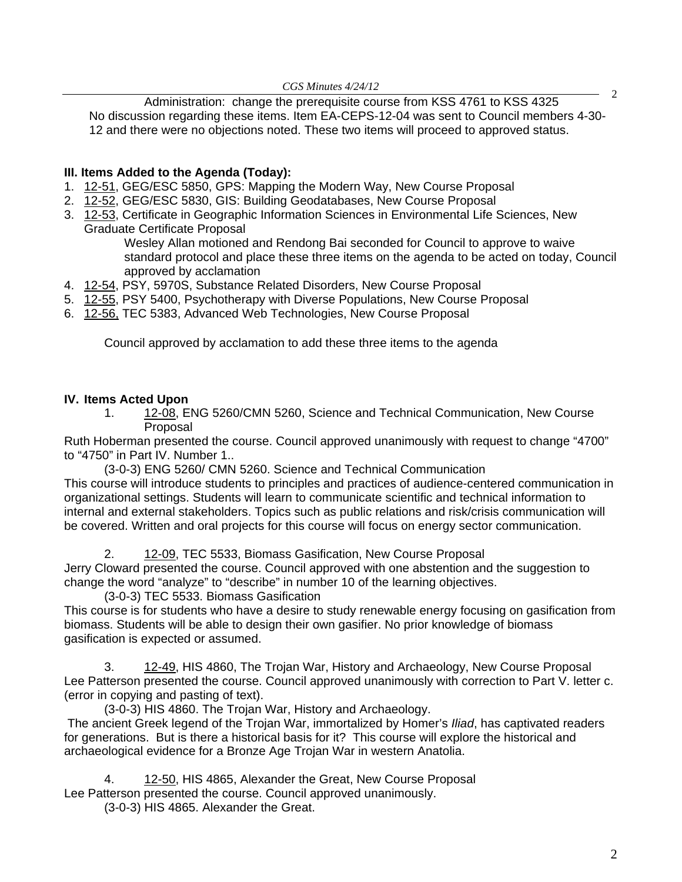Administration: change the prerequisite course from KSS 4761 to KSS 4325

No discussion regarding these items. Item EA-CEPS-12-04 was sent to Council members 4-30-12 and there were no objections noted. These two items will proceed to approved status.

**III. Items Added to the Agenda (Today):**

1. 12-51, GEG/ESC 5850, GPS: Mapping the Modern Way, New Course Proposal
2. 12-52, GEG/ESC 5830, GIS: Building Geodatabases, New Course Proposal
3. 12-53, Certificate in Geographic Information Sciences in Environmental Life Sciences, New Graduate Certificate Proposal

   Wesley Allan motioned and Rendong Bai seconded for Council to approve to waive standard protocol and place these three items on the agenda to be acted on today, Council approved by acclamation

4. 12-54, PSY, 5970S, Substance Related Disorders, New Course Proposal
5. 12-55, PSY 5400, Psychotherapy with Diverse Populations, New Course Proposal
6. 12-56, TEC 5383, Advanced Web Technologies, New Course Proposal

Council approved by acclamation to add these three items to the agenda

**IV. Items Acted Upon**

1. 12-08, ENG 5260/CMN 5260, Science and Technical Communication, New Course Proposal

Ruth Hoberman presented the course. Council approved unanimously with request to change "4700" to "4750" in Part IV. Number 1..

(3-0-3) ENG 5260/ CMN 5260. Science and Technical Communication

This course will introduce students to principles and practices of audience-centered communication in organizational settings. Students will learn to communicate scientific and technical information to internal and external stakeholders. Topics such as public relations and risk/crisis communication will be covered. Written and oral projects for this course will focus on energy sector communication.

2. 12-09, TEC 5533, Biomass Gasification, New Course Proposal

Jerry Cloward presented the course. Council approved with one abstention and the suggestion to change the word "analyze" to "describe" in number 10 of the learning objectives.

(3-0-3) TEC 5533. Biomass Gasification

This course is for students who have a desire to study renewable energy focusing on gasification from biomass. Students will be able to design their own gasifier. No prior knowledge of biomass gasification is expected or assumed.

3. 12-49, HIS 4860, The Trojan War, History and Archaeology, New Course Proposal

Lee Patterson presented the course. Council approved unanimously with correction to Part V. letter c. (error in copying and pasting of text).

(3-0-3) HIS 4860. The Trojan War, History and Archaeology.

The ancient Greek legend of the Trojan War, immortalized by Homer's *Iliad*, has captivated readers for generations. But is there a historical basis for it? This course will explore the historical and archaeological evidence for a Bronze Age Trojan War in western Anatolia.

4. 12-50, HIS 4865, Alexander the Great, New Course Proposal

Lee Patterson presented the course. Council approved unanimously.

(3-0-3) HIS 4865. Alexander the Great.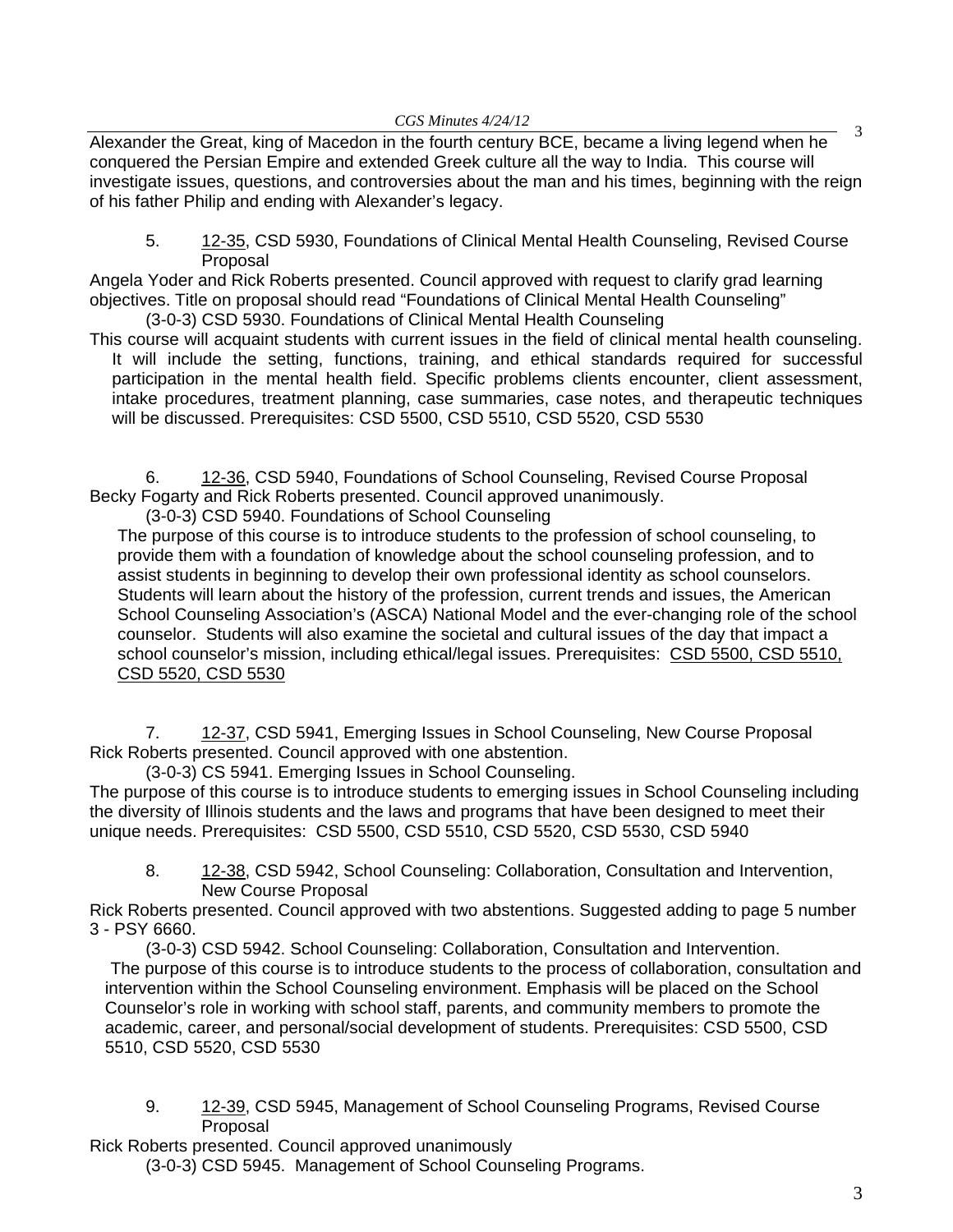Alexander the Great, king of Macedon in the fourth century BCE, became a living legend when he conquered the Persian Empire and extended Greek culture all the way to India. This course will investigate issues, questions, and controversies about the man and his times, beginning with the reign of his father Philip and ending with Alexander's legacy.

5. 12-35, CSD 5930, Foundations of Clinical Mental Health Counseling, Revised Course Proposal

Angela Yoder and Rick Roberts presented. Council approved with request to clarify grad learning objectives. Title on proposal should read "Foundations of Clinical Mental Health Counseling"

(3-0-3) CSD 5930. Foundations of Clinical Mental Health Counseling

This course will acquaint students with current issues in the field of clinical mental health counseling. It will include the setting, functions, training, and ethical standards required for successful participation in the mental health field. Specific problems clients encounter, client assessment, intake procedures, treatment planning, case summaries, case notes, and therapeutic techniques will be discussed. Prerequisites: CSD 5500, CSD 5510, CSD 5520, CSD 5530

6. 12-36, CSD 5940, Foundations of School Counseling, Revised Course Proposal

Becky Fogarty and Rick Roberts presented. Council approved unanimously.

(3-0-3) CSD 5940. Foundations of School Counseling

The purpose of this course is to introduce students to the profession of school counseling, to provide them with a foundation of knowledge about the school counseling profession, and to assist students in beginning to develop their own professional identity as school counselors. Students will learn about the history of the profession, current trends and issues, the American School Counseling Association's (ASCA) National Model and the ever-changing role of the school counselor. Students will also examine the societal and cultural issues of the day that impact a school counselor's mission, including ethical/legal issues. Prerequisites: CSD 5500, CSD 5510, CSD 5520, CSD 5530

7. 12-37, CSD 5941, Emerging Issues in School Counseling, New Course Proposal

Rick Roberts presented. Council approved with one abstention.

(3-0-3) CS 5941. Emerging Issues in School Counseling.

The purpose of this course is to introduce students to emerging issues in School Counseling including the diversity of Illinois students and the laws and programs that have been designed to meet their unique needs. Prerequisites: CSD 5500, CSD 5510, CSD 5520, CSD 5530, CSD 5940

8. 12-38, CSD 5942, School Counseling: Collaboration, Consultation and Intervention, New Course Proposal

Rick Roberts presented. Council approved with two abstentions. Suggested adding to page 5 number 3 - PSY 6660.

(3-0-3) CSD 5942. School Counseling: Collaboration, Consultation and Intervention.

The purpose of this course is to introduce students to the process of collaboration, consultation and intervention within the School Counseling environment. Emphasis will be placed on the School Counselor's role in working with school staff, parents, and community members to promote the academic, career, and personal/social development of students. Prerequisites: CSD 5500, CSD 5510, CSD 5520, CSD 5530

9. 12-39, CSD 5945, Management of School Counseling Programs, Revised Course Proposal

Rick Roberts presented. Council approved unanimously

(3-0-3) CSD 5945. Management of School Counseling Programs.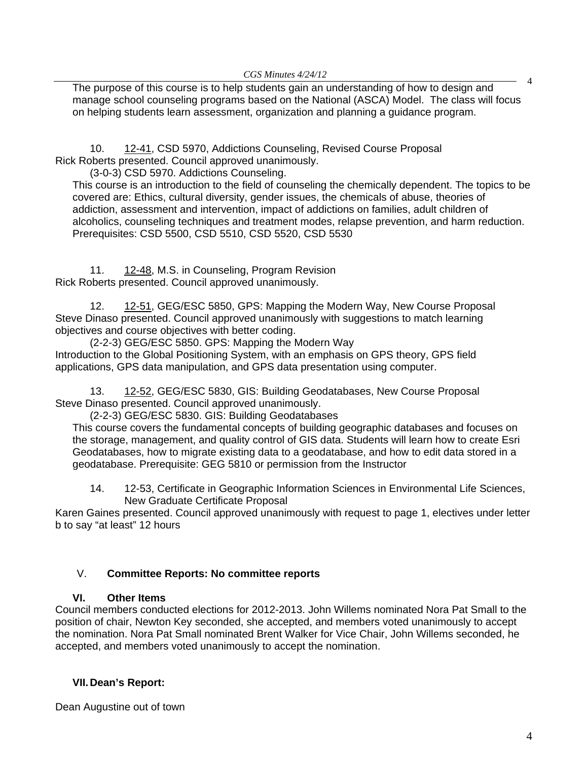The purpose of this course is to help students gain an understanding of how to design and manage school counseling programs based on the National (ASCA) Model. The class will focus on helping students learn assessment, organization and planning a guidance program.

10. 12-41, CSD 5970, Addictions Counseling, Revised Course Proposal
Rick Roberts presented. Council approved unanimously.

(3-0-3) CSD 5970. Addictions Counseling.
This course is an introduction to the field of counseling the chemically dependent. The topics to be covered are: Ethics, cultural diversity, gender issues, the chemicals of abuse, theories of addiction, assessment and intervention, impact of addictions on families, adult children of alcoholics, counseling techniques and treatment modes, relapse prevention, and harm reduction. Prerequisites: CSD 5500, CSD 5510, CSD 5520, CSD 5530

11. 12-48, M.S. in Counseling, Program Revision
Rick Roberts presented. Council approved unanimously.

12. 12-51, GEG/ESC 5850, GPS: Mapping the Modern Way, New Course Proposal
Steve Dinaso presented. Council approved unanimously with suggestions to match learning objectives and course objectives with better coding.

(2-2-3) GEG/ESC 5850. GPS: Mapping the Modern Way
Introduction to the Global Positioning System, with an emphasis on GPS theory, GPS field applications, GPS data manipulation, and GPS data presentation using computer.

13. 12-52, GEG/ESC 5830, GIS: Building Geodatabases, New Course Proposal
Steve Dinaso presented. Council approved unanimously.

(2-2-3) GEG/ESC 5830. GIS: Building Geodatabases
This course covers the fundamental concepts of building geographic databases and focuses on the storage, management, and quality control of GIS data. Students will learn how to create Esri Geodatabases, how to migrate existing data to a geodatabase, and how to edit data stored in a geodatabase. Prerequisite: GEG 5810 or permission from the Instructor

14. 12-53, Certificate in Geographic Information Sciences in Environmental Life Sciences, New Graduate Certificate Proposal
Karen Gaines presented. Council approved unanimously with request to page 1, electives under letter b to say "at least" 12 hours

## V. Committee Reports: No committee reports

## VI. Other Items

Council members conducted elections for 2012-2013. John Willems nominated Nora Pat Small to the position of chair, Newton Key seconded, she accepted, and members voted unanimously to accept the nomination. Nora Pat Small nominated Brent Walker for Vice Chair, John Willems seconded, he accepted, and members voted unanimously to accept the nomination.

## VII. Dean's Report:

Dean Augustine out of town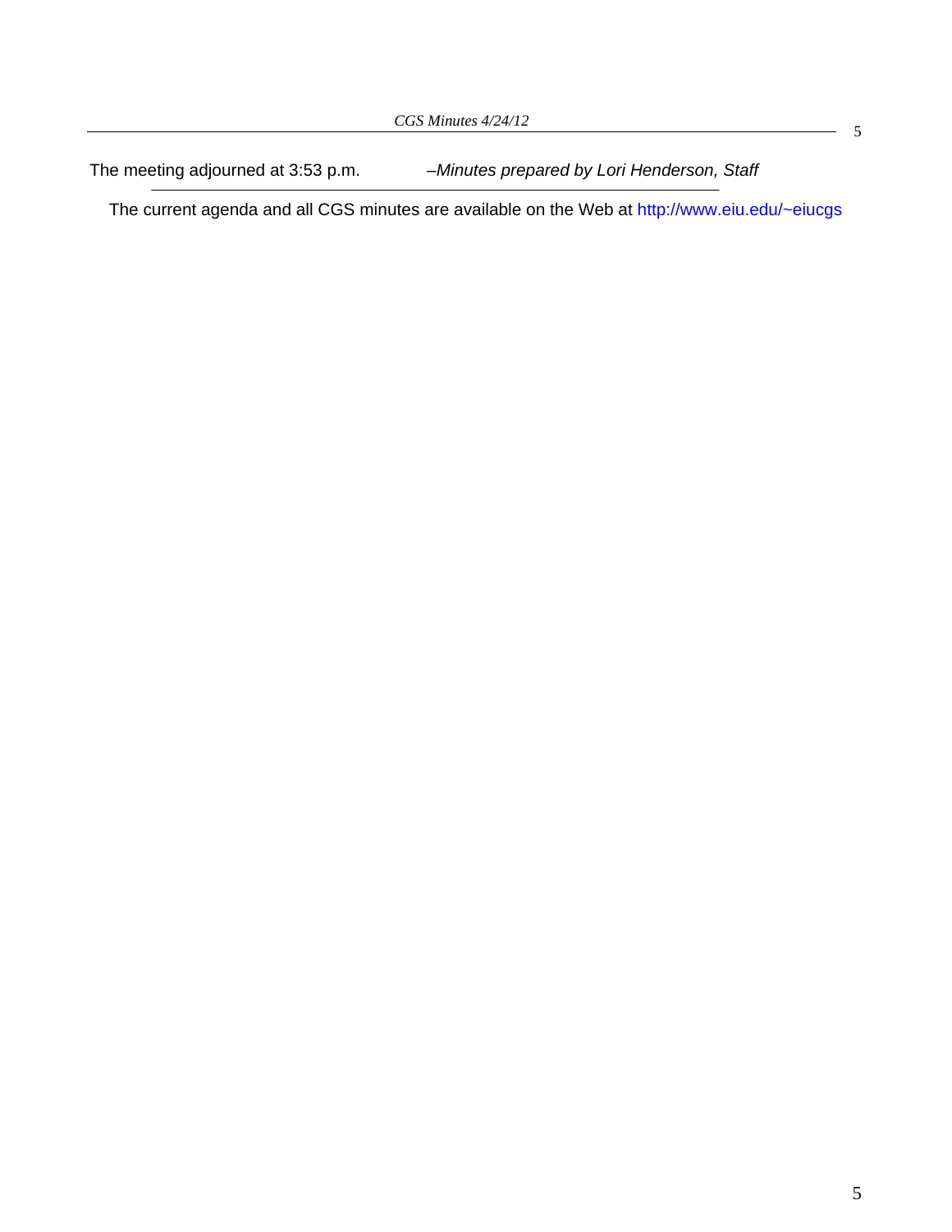The meeting adjourned at 3:53 p.m. *–Minutes prepared by Lori Henderson, Staff*

---

The current agenda and all CGS minutes are available on the Web at http://www.eiu.edu/~eiucgs